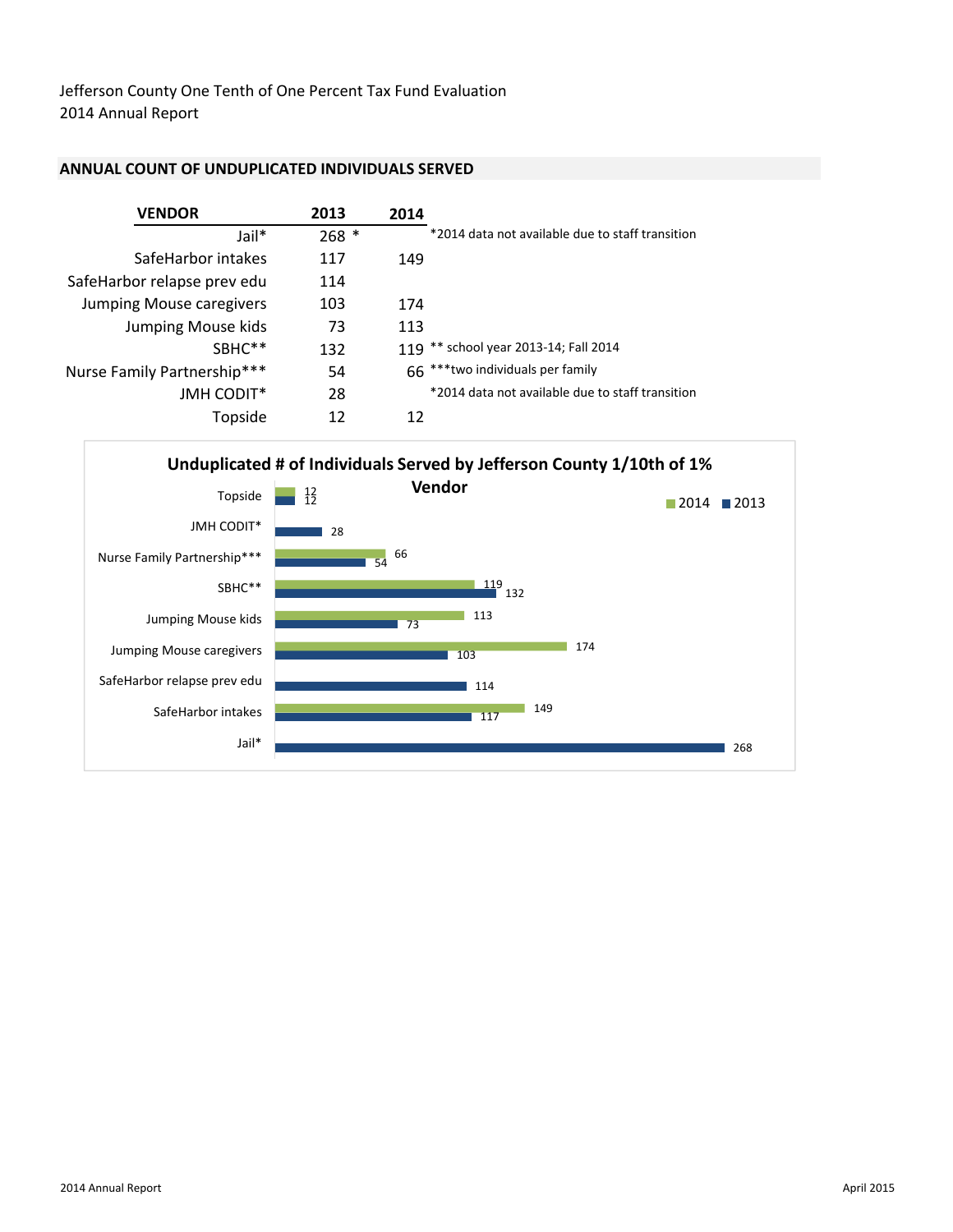Jefferson County One Tenth of One Percent Tax Fund Evaluation
2014 Annual Report

## ANNUAL COUNT OF UNDUPLICATED INDIVIDUALS SERVED

| VENDOR | 2013 | 2014 | |
|---|---|---|---|
| Jail* | 268 * | | *2014 data not available due to staff transition |
| SafeHarbor intakes | 117 | 149 | |
| SafeHarbor relapse prev edu | 114 | | |
| Jumping Mouse caregivers | 103 | 174 | |
| Jumping Mouse kids | 73 | 113 | |
| SBHC** | 132 | 119 | ** school year 2013-14; Fall 2014 |
| Nurse Family Partnership*** | 54 | 66 | ***two individuals per family |
| JMH CODIT* | 28 | | *2014 data not available due to staff transition |
| Topside | 12 | 12 | |

**Unduplicated # of Individuals Served by Jefferson County 1/10th of 1% Vendor**

| Vendor | 2014 | 2013 |
|---|---|---|
| Topside | 12 | 12 |
| JMH CODIT* | | 28 |
| Nurse Family Partnership*** | 66 | 54 |
| SBHC** | 119 | 132 |
| Jumping Mouse kids | 113 | 73 |
| Jumping Mouse caregivers | 174 | 103 |
| SafeHarbor relapse prev edu | | 114 |
| SafeHarbor intakes | 149 | 117 |
| Jail* | | 268 |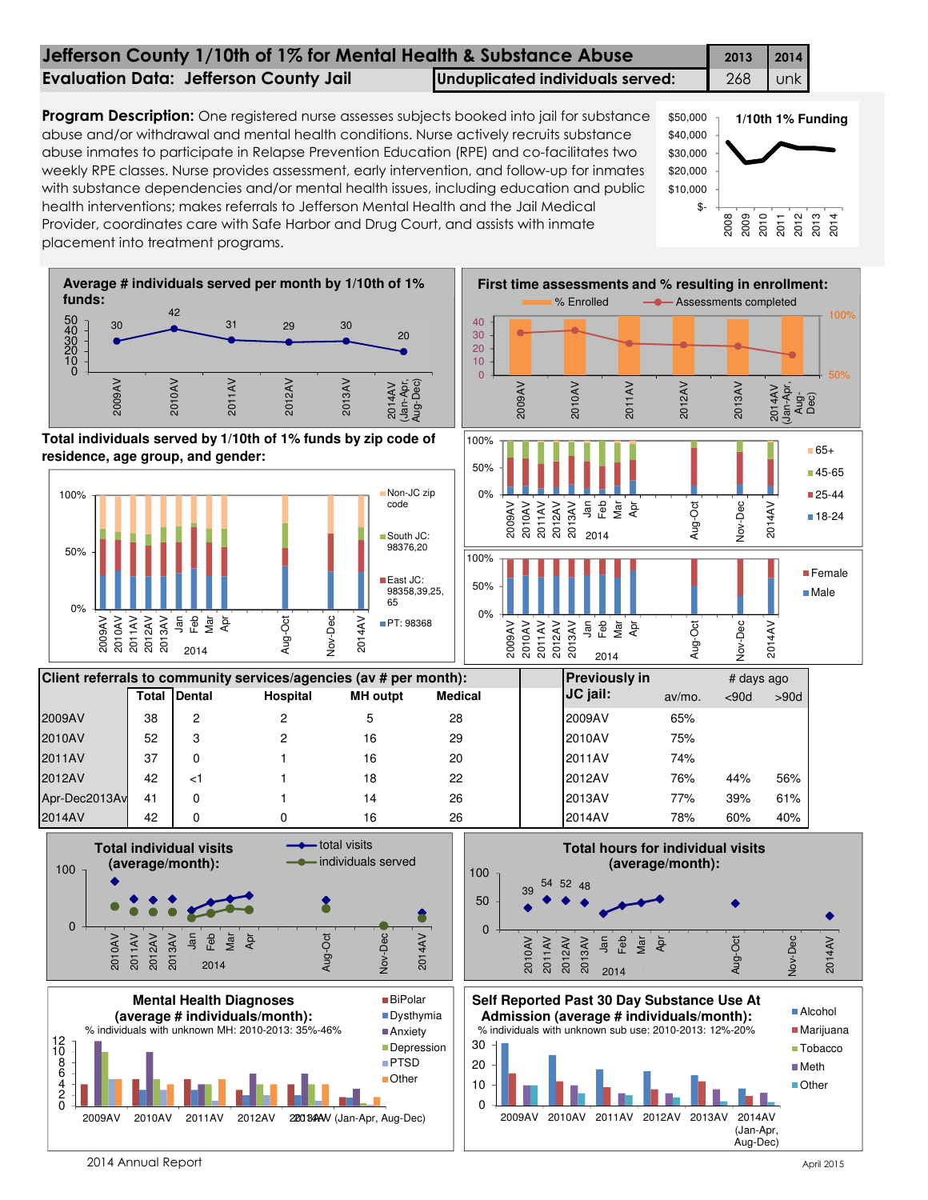# Jefferson County 1/10th of 1% for Mental Health & Substance Abuse

## Evaluation Data: Jefferson County Jail

| Unduplicated individuals served: | 2013 | 2014 |
|---|---|---|
| | 268 | unk |

**Program Description:** One registered nurse assesses subjects booked into jail for substance abuse and/or withdrawal and mental health conditions. Nurse actively recruits substance abuse inmates to participate in Relapse Prevention Education (RPE) and co-facilitates two weekly RPE classes. Nurse provides assessment, early intervention, and follow-up for inmates with substance dependencies and/or mental health issues, including education and public health interventions; makes referrals to Jefferson Mental Health and the Jail Medical Provider, coordinates care with Safe Harbor and Drug Court, and assists with inmate placement into treatment programs.

**1/10th 1% Funding**

**Average # individuals served per month by 1/10th of 1% funds:**

| 2009AV | 2010AV | 2011AV | 2012AV | 2013AV | 2014AV (Jan-Apr, Aug-Dec) |
|---|---|---|---|---|---|
| 30 | 42 | 31 | 29 | 30 | 20 |

**First time assessments and % resulting in enrollment:**

**Total individuals served by 1/10th of 1% funds by zip code of residence, age group, and gender:**

**Client referrals to community services/agencies (av # per month):**

| | Total | Dental | Hospital | MH outpt | Medical |
|---|---|---|---|---|---|
| 2009AV | 38 | 2 | 2 | 5 | 28 |
| 2010AV | 52 | 3 | 2 | 16 | 29 |
| 2011AV | 37 | 0 | 1 | 16 | 20 |
| 2012AV | 42 | <1 | 1 | 18 | 22 |
| Apr-Dec2013Av | 41 | 0 | 1 | 14 | 26 |
| 2014AV | 42 | 0 | 0 | 16 | 26 |

**Previously in JC jail:**

| | av/mo. | # days ago <90d | >90d |
|---|---|---|---|
| 2009AV | 65% | | |
| 2010AV | 75% | | |
| 2011AV | 74% | | |
| 2012AV | 76% | 44% | 56% |
| 2013AV | 77% | 39% | 61% |
| 2014AV | 78% | 60% | 40% |

**Total individual visits (average/month):**

**Total hours for individual visits (average/month):**

| 2010AV | 2011AV | 2012AV | 2013AV |
|---|---|---|---|
| 39 | 54 | 52 | 48 |

**Mental Health Diagnoses (average # individuals/month):**
% individuals with unknown MH: 2010-2013: 35%-46%

**Self Reported Past 30 Day Substance Use At Admission (average # individuals/month):**
% individuals with unknown sub use: 2010-2013: 12%-20%

2014 Annual Report

April 2015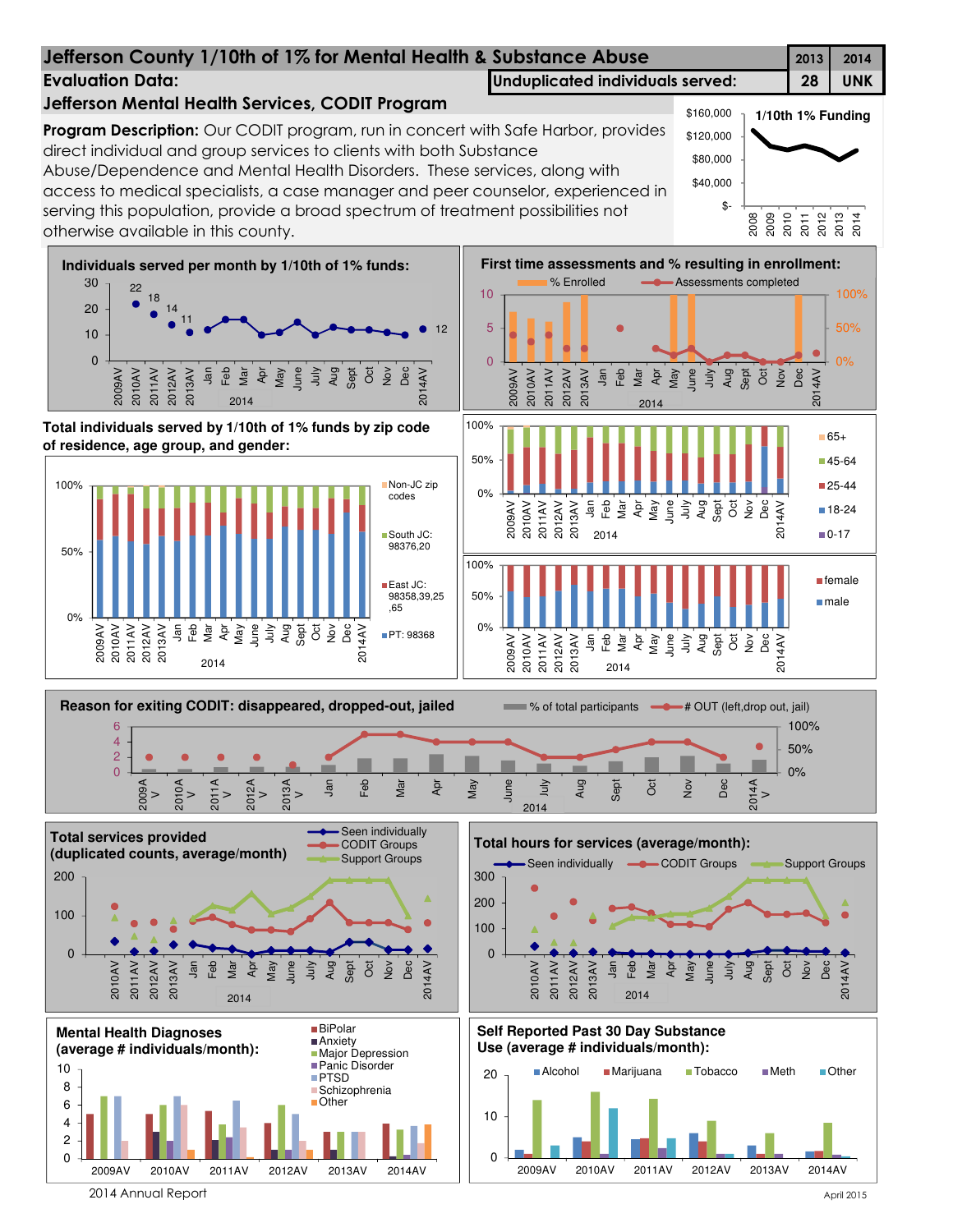# Jefferson County 1/10th of 1% for Mental Health & Substance Abuse

| | 2013 | 2014 |
|---|---|---|
| Unduplicated individuals served: | 28 | UNK |

## Evaluation Data:

### Jefferson Mental Health Services, CODIT Program

**Program Description:** Our CODIT program, run in concert with Safe Harbor, provides direct individual and group services to clients with both Substance Abuse/Dependence and Mental Health Disorders. These services, along with access to medical specialists, a case manager and peer counselor, experienced in serving this population, provide a broad spectrum of treatment possibilities not otherwise available in this county.

**1/10th 1% Funding**

**Individuals served per month by 1/10th of 1% funds:**

**First time assessments and % resulting in enrollment:**

**Total individuals served by 1/10th of 1% funds by zip code of residence, age group, and gender:**

**Reason for exiting CODIT: disappeared, dropped-out, jailed**

**Total services provided (duplicated counts, average/month)**

**Total hours for services (average/month):**

**Mental Health Diagnoses (average # individuals/month):**

**Self Reported Past 30 Day Substance Use (average # individuals/month):**

2014 Annual Report

April 2015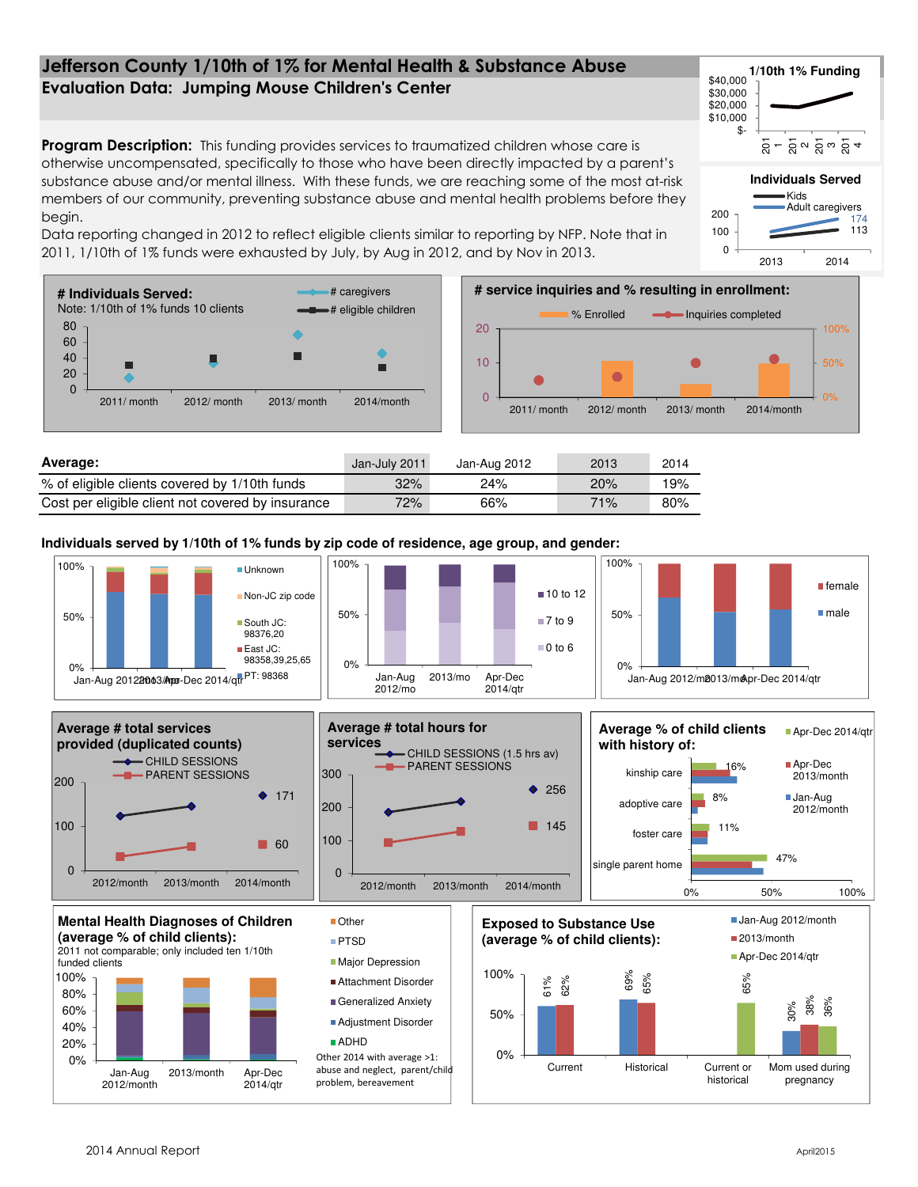# Jefferson County 1/10th of 1% for Mental Health & Substance Abuse

## Evaluation Data: Jumping Mouse Children's Center

**Program Description:** This funding provides services to traumatized children whose care is otherwise uncompensated, specifically to those who have been directly impacted by a parent's substance abuse and/or mental illness. With these funds, we are reaching some of the most at-risk members of our community, preventing substance abuse and mental health problems before they begin.

Data reporting changed in 2012 to reflect eligible clients similar to reporting by NFP. Note that in 2011, 1/10th of 1% funds were exhausted by July, by Aug in 2012, and by Nov in 2013.

**1/10th 1% Funding**

**Individuals Served**

- Kids: 113 (2014)
- Adult caregivers: 174 (2014)

**# Individuals Served:**
Note: 1/10th of 1% funds 10 clients

**# service inquiries and % resulting in enrollment:**

| Average: | Jan-July 2011 | Jan-Aug 2012 | 2013 | 2014 |
|---|---|---|---|---|
| % of eligible clients covered by 1/10th funds | 32% | 24% | 20% | 19% |
| Cost per eligible client not covered by insurance | 72% | 66% | 71% | 80% |

**Individuals served by 1/10th of 1% funds by zip code of residence, age group, and gender:**

**Average # total services provided (duplicated counts)**

- CHILD SESSIONS: 171 (2014/month)
- PARENT SESSIONS: 60 (2014/month)

**Average # total hours for services**

- CHILD SESSIONS (1.5 hrs av): 256 (2014/month)
- PARENT SESSIONS: 145 (2014/month)

**Average % of child clients with history of:**

| | Apr-Dec 2014/qtr |
|---|---|
| kinship care | 16% |
| adoptive care | 8% |
| foster care | 11% |
| single parent home | 47% |

**Mental Health Diagnoses of Children (average % of child clients):**
2011 not comparable; only included ten 1/10th funded clients

Categories: Other, PTSD, Major Depression, Attachment Disorder, Generalized Anxiety, Adjustment Disorder, ADHD

Other 2014 with average >1: abuse and neglect, parent/child problem, bereavement

**Exposed to Substance Use (average % of child clients):**

| | Jan-Aug 2012/month | 2013/month | Apr-Dec 2014/qtr |
|---|---|---|---|
| Current | 61% | 62% | |
| Historical | 69% | 65% | |
| Current or historical | | | 65% |
| Mom used during pregnancy | 30% | 38% | 36% |

2014 Annual Report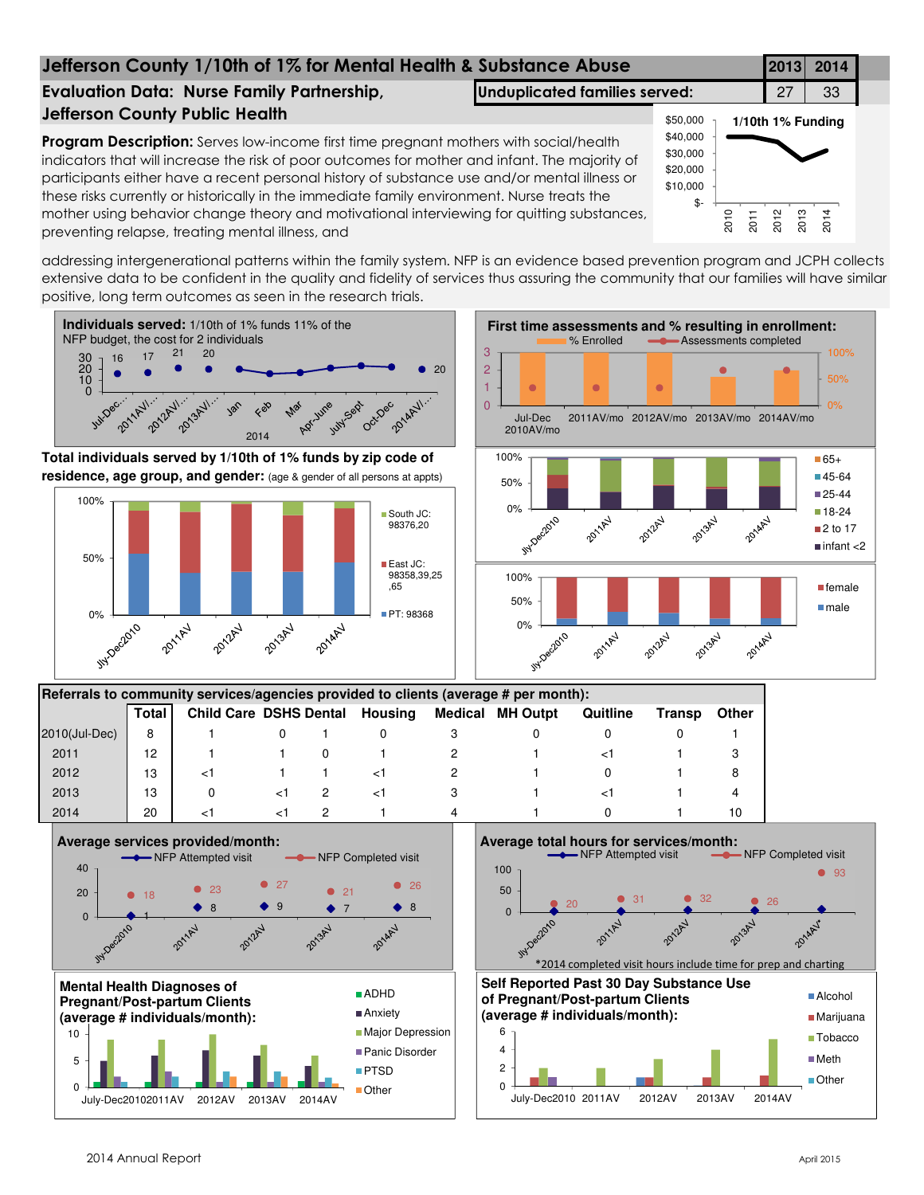# Jefferson County 1/10th of 1% for Mental Health & Substance Abuse

## Evaluation Data: Nurse Family Partnership, Jefferson County Public Health

| | 2013 | 2014 |
|---|---|---|
| Unduplicated families served: | 27 | 33 |

**Program Description:** Serves low-income first time pregnant mothers with social/health indicators that will increase the risk of poor outcomes for mother and infant. The majority of participants either have a recent personal history of substance use and/or mental illness or these risks currently or historically in the immediate family environment. Nurse treats the mother using behavior change theory and motivational interviewing for quitting substances, preventing relapse, treating mental illness, and addressing intergenerational patterns within the family system. NFP is an evidence based prevention program and JCPH collects extensive data to be confident in the quality and fidelity of services thus assuring the community that our families will have similar positive, long term outcomes as seen in the research trials.

**1/10th 1% Funding**

**Individuals served:** 1/10th of 1% funds 11% of the NFP budget, the cost for 2 individuals

| Jul-Dec2010 | 2011AV | 2012AV | 2013AV | Jan 2014 | Feb | Mar | Apr-June | July-Sept | Oct-Dec | 2014AV |
|---|---|---|---|---|---|---|---|---|---|---|
| 16 | 17 | 21 | 20 | | | | | | | 20 |

**First time assessments and % resulting in enrollment:**

**Total individuals served by 1/10th of 1% funds by zip code of residence, age group, and gender:** (age & gender of all persons at appts)

Zip code legend: South JC: 98376,20; East JC: 98358,39,25,65; PT: 98368

Age legend: 65+, 45-64, 25-44, 18-24, 2 to 17, infant <2

Gender legend: female, male

**Referrals to community services/agencies provided to clients (average # per month):**

| | Total | Child Care | DSHS | Dental | Housing | Medical | MH Outpt | Quitline | Transp | Other |
|---|---|---|---|---|---|---|---|---|---|---|
| 2010(Jul-Dec) | 8 | 1 | 0 | 1 | 0 | 3 | 0 | 0 | 0 | 1 |
| 2011 | 12 | 1 | 1 | 0 | 1 | 2 | 1 | <1 | 1 | 3 |
| 2012 | 13 | <1 | 1 | 1 | <1 | 2 | 1 | 0 | 1 | 8 |
| 2013 | 13 | 0 | <1 | 2 | <1 | 3 | 1 | <1 | 1 | 4 |
| 2014 | 20 | <1 | <1 | 2 | 1 | 4 | 1 | 0 | 1 | 10 |

**Average services provided/month:**

| | Jly-Dec2010 | 2011AV | 2012AV | 2013AV | 2014AV |
|---|---|---|---|---|---|
| NFP Attempted visit | 1 | 8 | 9 | 7 | 8 |
| NFP Completed visit | 18 | 23 | 27 | 21 | 26 |

**Average total hours for services/month:**

| | Jly-Dec2010 | 2011AV | 2012AV | 2013AV | 2014AV* |
|---|---|---|---|---|---|
| NFP Completed visit | 20 | 31 | 32 | 26 | 93 |

*2014 completed visit hours include time for prep and charting

**Mental Health Diagnoses of Pregnant/Post-partum Clients (average # individuals/month):**

Legend: ADHD, Anxiety, Major Depression, Panic Disorder, PTSD, Other

**Self Reported Past 30 Day Substance Use of Pregnant/Post-partum Clients (average # individuals/month):**

Legend: Alcohol, Marijuana, Tobacco, Meth, Other

2014 Annual Report

April 2015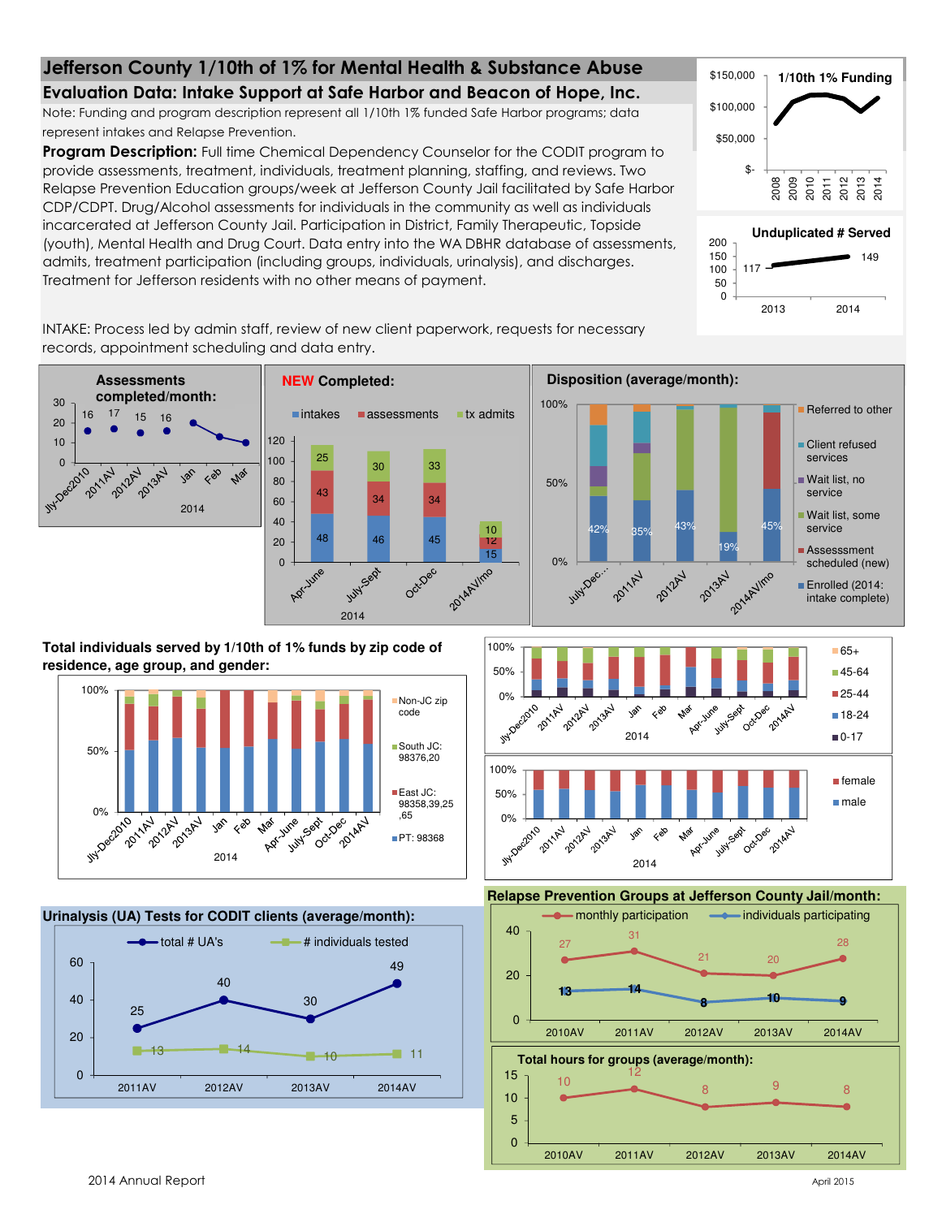# Jefferson County 1/10th of 1% for Mental Health & Substance Abuse

## Evaluation Data: Intake Support at Safe Harbor and Beacon of Hope, Inc.

Note: Funding and program description represent all 1/10th 1% funded Safe Harbor programs; data represent intakes and Relapse Prevention.

**Program Description:** Full time Chemical Dependency Counselor for the CODIT program to provide assessments, treatment, individuals, treatment planning, staffing, and reviews. Two Relapse Prevention Education groups/week at Jefferson County Jail facilitated by Safe Harbor CDP/CDPT. Drug/Alcohol assessments for individuals in the community as well as individuals incarcerated at Jefferson County Jail. Participation in District, Family Therapeutic, Topside (youth), Mental Health and Drug Court. Data entry into the WA DBHR database of assessments, admits, treatment participation (including groups, individuals, urinalysis), and discharges. Treatment for Jefferson residents with no other means of payment.

INTAKE: Process led by admin staff, review of new client paperwork, requests for necessary records, appointment scheduling and data entry.

**1/10th 1% Funding** (2008–2014; scale $- to $150,000)

**Unduplicated # Served**

| 2013 | 2014 |
|---|---|
| 117 | 149 |

**Assessments completed/month:**

| Jly-Dec2010 | 2011AV | 2012AV | 2013AV | Jan 2014 | Feb 2014 | Mar 2014 |
|---|---|---|---|---|---|---|
| 16 | 17 | 15 | 16 | | | |

**NEW Completed:**

| 2014 | intakes | assessments | tx admits |
|---|---|---|---|
| Apr-June | 48 | 43 | 25 |
| July-Sept | 46 | 34 | 30 |
| Oct-Dec | 45 | 34 | 33 |
| 2014AV/mo | 15 | 12 | 10 |

**Disposition (average/month):**

Categories: Referred to other; Client refused services; Wait list, no service; Wait list, some service; Asssessment scheduled (new); Enrolled (2014: intake complete)

| | July-Dec... | 2011AV | 2012AV | 2013AV | 2014AV/mo |
|---|---|---|---|---|---|
| Enrolled | 42% | 35% | 43% | 19% | 45% |

**Total individuals served by 1/10th of 1% funds by zip code of residence, age group, and gender:**

Zip code categories: Non-JC zip code; South JC: 98376,20; East JC: 98358,39,25,65; PT: 98368

Age groups: 65+; 45-64; 25-44; 18-24; 0-17

Gender: female; male

Periods: Jly-Dec2010, 2011AV, 2012AV, 2013AV, Jan, Feb, Mar, Apr-June, July-Sept, Oct-Dec (2014), 2014AV

**Urinalysis (UA) Tests for CODIT clients (average/month):**

| | 2011AV | 2012AV | 2013AV | 2014AV |
|---|---|---|---|---|
| total # UA's | 25 | 40 | 30 | 49 |
| # individuals tested | 13 | 14 | 10 | 11 |

**Relapse Prevention Groups at Jefferson County Jail/month:**

| | 2010AV | 2011AV | 2012AV | 2013AV | 2014AV |
|---|---|---|---|---|---|
| monthly participation | 27 | 31 | 21 | 20 | 28 |
| individuals participating | 13 | 14 | 8 | 10 | 9 |

**Total hours for groups (average/month):**

| 2010AV | 2011AV | 2012AV | 2013AV | 2014AV |
|---|---|---|---|---|
| 10 | 12 | 8 | 9 | 8 |

2014 Annual Report

April 2015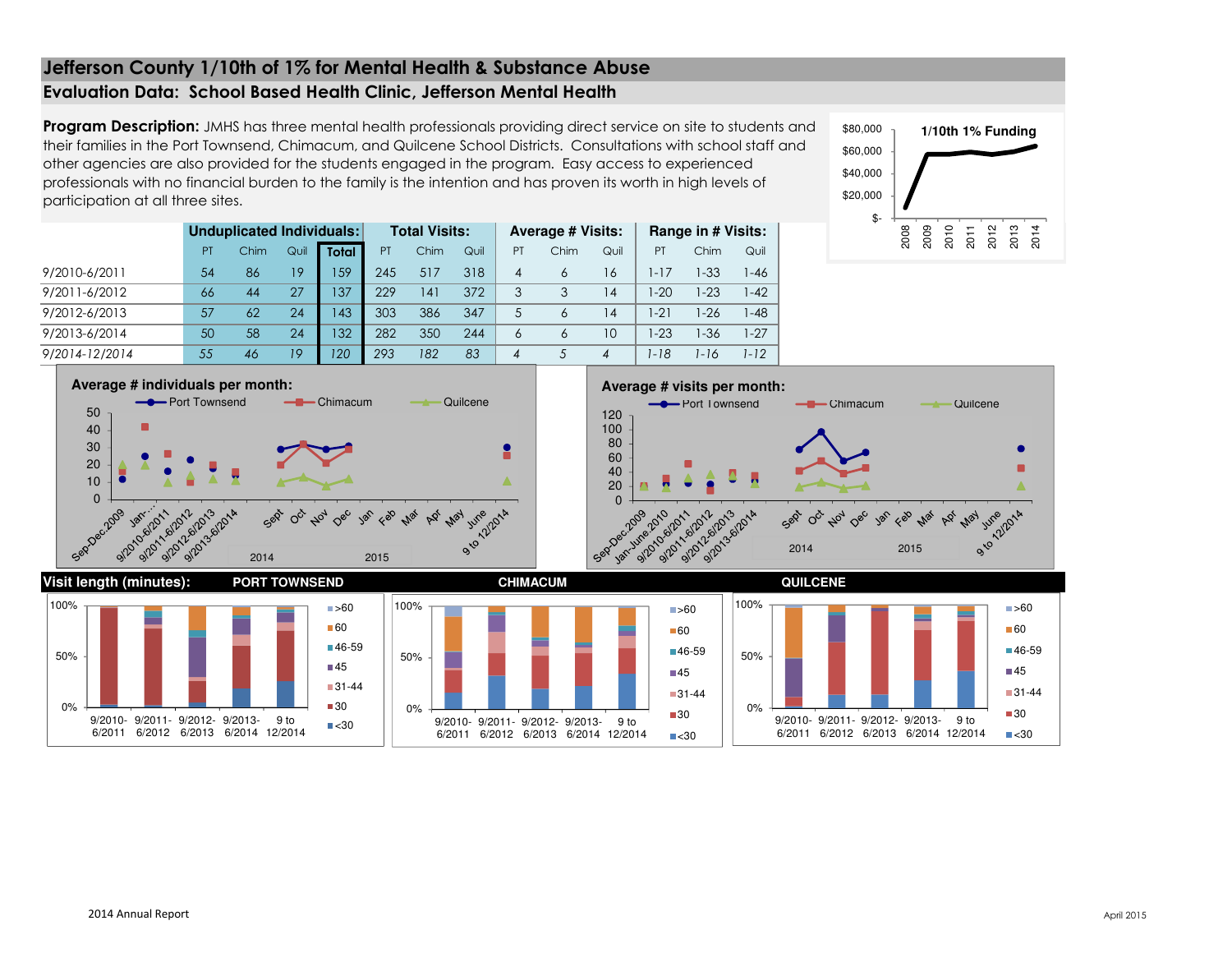# Jefferson County 1/10th of 1% for Mental Health & Substance Abuse

## Evaluation Data: School Based Health Clinic, Jefferson Mental Health

**Program Description:** JMHS has three mental health professionals providing direct service on site to students and their families in the Port Townsend, Chimacum, and Quilcene School Districts. Consultations with school staff and other agencies are also provided for the students engaged in the program. Easy access to experienced professionals with no financial burden to the family is the intention and has proven its worth in high levels of participation at all three sites.

**1/10th 1% Funding**

| | Unduplicated Individuals: | | | | Total Visits: | | | Average # Visits: | | | Range in # Visits: | | |
|---|---|---|---|---|---|---|---|---|---|---|---|---|---|
| | PT | Chim | Quil | **Total** | PT | Chim | Quil | PT | Chim | Quil | PT | Chim | Quil |
| 9/2010-6/2011 | 54 | 86 | 19 | 159 | 245 | 517 | 318 | 4 | 6 | 16 | 1-17 | 1-33 | 1-46 |
| 9/2011-6/2012 | 66 | 44 | 27 | 137 | 229 | 141 | 372 | 3 | 3 | 14 | 1-20 | 1-23 | 1-42 |
| 9/2012-6/2013 | 57 | 62 | 24 | 143 | 303 | 386 | 347 | 5 | 6 | 14 | 1-21 | 1-26 | 1-48 |
| 9/2013-6/2014 | 50 | 58 | 24 | 132 | 282 | 350 | 244 | 6 | 6 | 10 | 1-23 | 1-36 | 1-27 |
| *9/2014-12/2014* | *55* | *46* | *19* | *120* | *293* | *182* | *83* | *4* | *5* | *4* | *1-18* | *1-16* | *1-12* |

**Average # individuals per month:**

**Average # visits per month:**

**Visit length (minutes):** PORT TOWNSEND, CHIMACUM, QUILCENE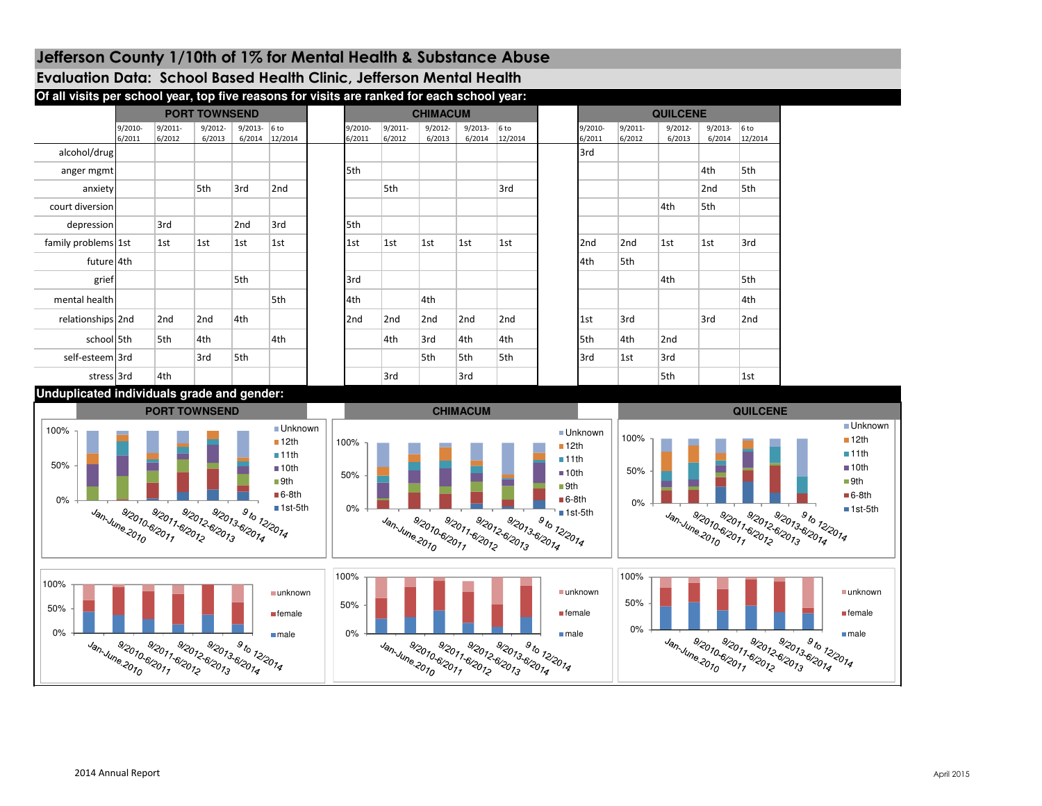# Jefferson County 1/10th of 1% for Mental Health & Substance Abuse

## Evaluation Data: School Based Health Clinic, Jefferson Mental Health

### Of all visits per school year, top five reasons for visits are ranked for each school year:

| | PORT TOWNSEND | | | | | CHIMACUM | | | | | QUILCENE | | | | |
|---|---|---|---|---|---|---|---|---|---|---|---|---|---|---|---|
| | 9/2010-6/2011 | 9/2011-6/2012 | 9/2012-6/2013 | 9/2013-6/2014 | 6 to 12/2014 | 9/2010-6/2011 | 9/2011-6/2012 | 9/2012-6/2013 | 9/2013-6/2014 | 6 to 12/2014 | 9/2010-6/2011 | 9/2011-6/2012 | 9/2012-6/2013 | 9/2013-6/2014 | 6 to 12/2014 |
| alcohol/drug | | | | | | | | | | | 3rd | | | | |
| anger mgmt | | | | | | 5th | | | | | | | | 4th | 5th |
| anxiety | | | 5th | 3rd | 2nd | | 5th | | | 3rd | | | | 2nd | 5th |
| court diversion | | | | | | | | | | | | | 4th | 5th | |
| depression | | 3rd | | 2nd | 3rd | 5th | | | | | | | | | |
| family problems | 1st | 1st | 1st | 1st | 1st | 1st | 1st | 1st | 1st | 1st | 2nd | 2nd | 1st | 1st | 3rd |
| future | 4th | | | | | | | | | | 4th | 5th | | | |
| grief | | | | 5th | | 3rd | | | | | | | 4th | | 5th |
| mental health | | | | | 5th | 4th | | 4th | | | | | | | 4th |
| relationships | 2nd | 2nd | 2nd | 4th | | 2nd | 2nd | 2nd | 2nd | 2nd | 1st | 3rd | | 3rd | 2nd |
| school | 5th | 5th | 4th | | 4th | | 4th | 3rd | 4th | 4th | 5th | 4th | 2nd | | |
| self-esteem | 3rd | | 3rd | 5th | | | | 5th | 5th | 5th | 3rd | 1st | 3rd | | |
| stress | 3rd | 4th | | | | | 3rd | | 3rd | | | | 5th | | 1st |

### Unduplicated individuals grade and gender:

PORT TOWNSEND | CHIMACUM | QUILCENE

Grade charts (0%–100%), categories: Jan-June.2010, 9/2010-6/2011, 9/2011-6/2012, 9/2012-6/2013, 9/2013-6/2014, 9 to 12/2014. Legend: Unknown, 12th, 11th, 10th, 9th, 6-8th, 1st-5th

Gender charts (0%–100%), categories: Jan-June.2010, 9/2010-6/2011, 9/2011-6/2012, 9/2012-6/2013, 9/2013-6/2014, 9 to 12/2014. Legend: unknown, female, male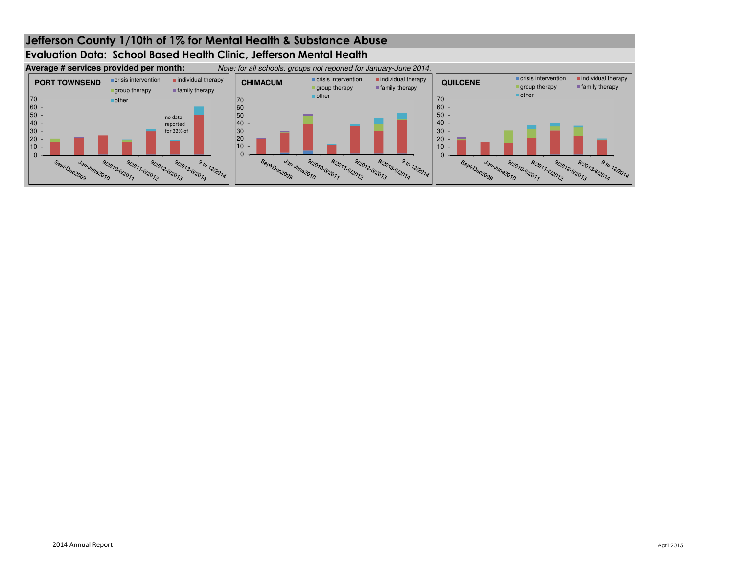# Jefferson County 1/10th of 1% for Mental Health & Substance Abuse

## Evaluation Data: School Based Health Clinic, Jefferson Mental Health

**Average # services provided per month:** *Note: for all schools, groups not reported for January-June 2014.*

**PORT TOWNSEND**

crisis intervention | individual therapy | group therapy | family therapy | other

70
60
50
40
30
20
10
0

no data reported for 32% of

Sept-Dec2009 | Jan-June2010 | 9/2010-6/2011 | 9/2011-6/2012 | 9/2012-6/2013 | 9/2013-6/2014 | 9 to 12/2014

**CHIMACUM**

crisis intervention | individual therapy | group therapy | family therapy | other

70
60
50
40
30
20
10
0

Sept-Dec2009 | Jan-June2010 | 9/2010-6/2011 | 9/2011-6/2012 | 9/2012-6/2013 | 9/2013-6/2014 | 9 to 12/2014

**QUILCENE**

crisis intervention | individual therapy | group therapy | family therapy | other

70
60
50
40
30
20
10
0

Sept-Dec2009 | Jan-June2010 | 9/2010-6/2011 | 9/2011-6/2012 | 9/2012-6/2013 | 9/2013-6/2014 | 9 to 12/2014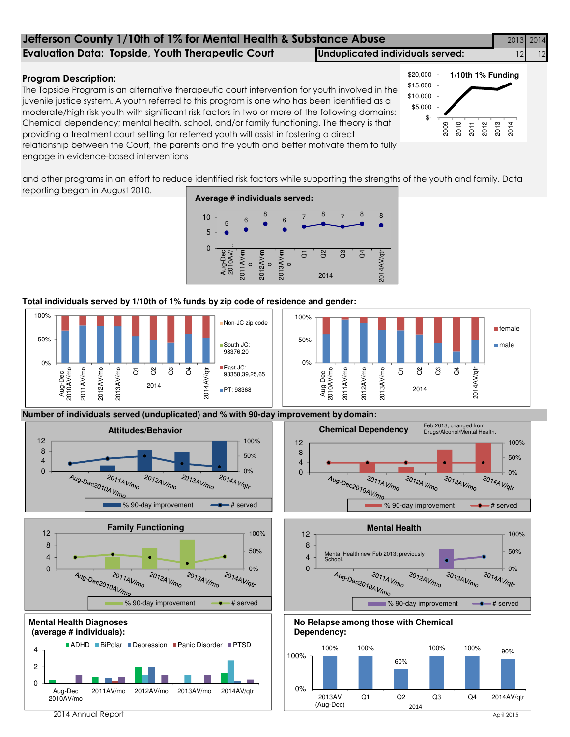# Jefferson County 1/10th of 1% for Mental Health & Substance Abuse

## Evaluation Data: Topside, Youth Therapeutic Court

| | 2013 | 2014 |
|---|---|---|
| Unduplicated individuals served: | 12 | 12 |

**Program Description:**

The Topside Program is an alternative therapeutic court intervention for youth involved in the juvenile justice system. A youth referred to this program is one who has been identified as a moderate/high risk youth with significant risk factors in two or more of the following domains: Chemical dependency; mental health, school, and/or family functioning. The theory is that providing a treatment court setting for referred youth will assist in fostering a direct relationship between the Court, the parents and the youth and better motivate them to fully engage in evidence-based interventions

and other programs in an effort to reduce identified risk factors while supporting the strengths of the youth and family. Data reporting began in August 2010.

1/10th 1% Funding

$20,000
$15,000
$10,000
$5,000
$-
2009 2010 2011 2012 2013 2014

**Average # individuals served:**

10
5
0
5 6 8 6 7 8 7 8 8
Aug-Dec 2010AV/... 2011AV/mo 2012AV/mo 2013AV/mo Q1 Q2 Q3 Q4 2014AV/qtr
2014

**Total individuals served by 1/10th of 1% funds by zip code of residence and gender:**

100%
50%
0%
Aug-Dec 2010AV/mo 2011AV/mo 2012AV/mo 2013AV/mo Q1 Q2 Q3 Q4 2014AV/qtr
2014

Non-JC zip code
South JC: 98376,20
East JC: 98358,39,25,65
PT: 98368

100%
50%
0%
Aug-Dec 2010AV/mo 2011AV/mo 2012AV/mo 2013AV/mo Q1 Q2 Q3 Q4 2014AV/qtr
2014

female
male

**Number of individuals served (unduplicated) and % with 90-day improvement by domain:**

**Attitudes/Behavior**

12
8
4
0
100%
50%
0%
Aug-Dec2010AV/mo 2011AV/mo 2012AV/mo 2013AV/mo 2014AV/qtr

% 90-day improvement
# served

**Chemical Dependency**

Feb 2013, changed from Drugs/Alcohol/Mental Health.

12
8
4
0
100%
50%
0%
Aug-Dec2010AV/mo 2011AV/mo 2012AV/mo 2013AV/mo 2014AV/qtr

% 90-day improvement
# served

**Family Functioning**

12
8
4
0
100%
50%
0%
Aug-Dec2010AV/mo 2011AV/mo 2012AV/mo 2013AV/mo 2014AV/qtr

% 90-day improvement
# served

**Mental Health**

Mental Health new Feb 2013; previously School.

12
8
4
0
100%
50%
0%
Aug-Dec2010AV/mo 2011AV/mo 2012AV/mo 2013AV/mo 2014AV/qtr

% 90-day improvement
# served

**Mental Health Diagnoses (average # individuals):**

ADHD BiPolar Depression Panic Disorder PTSD

4
2
0
Aug-Dec 2010AV/mo 2011AV/mo 2012AV/mo 2013AV/mo 2014AV/qtr

**No Relapse among those with Chemical Dependency:**

100%
0%
100% 100% 60% 100% 100% 90%
2013AV (Aug-Dec) Q1 Q2 Q3 Q4 2014AV/qtr
2014

2014 Annual Report

April 2015